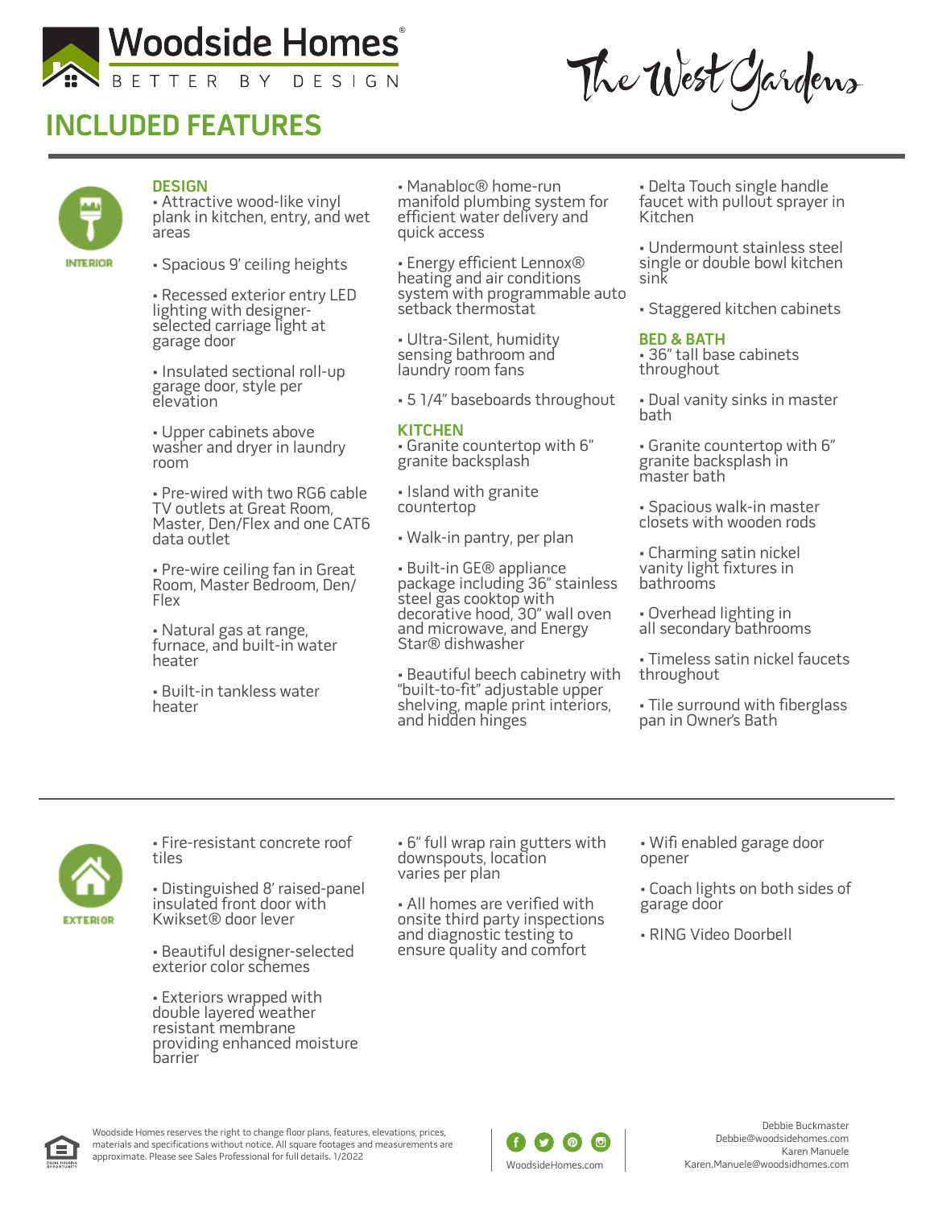# Woodside Homes

BETTER BY DESIGN

The West Gardens

## INCLUDED FEATURES

### INTERIOR

#### DESIGN

- Attractive wood-like vinyl plank in kitchen, entry, and wet areas
- Spacious 9' ceiling heights
- Recessed exterior entry LED lighting with designer-selected carriage light at garage door
- Insulated sectional roll-up garage door, style per elevation
- Upper cabinets above washer and dryer in laundry room
- Pre-wired with two RG6 cable TV outlets at Great Room, Master, Den/Flex and one CAT6 data outlet
- Pre-wire ceiling fan in Great Room, Master Bedroom, Den/Flex
- Natural gas at range, furnace, and built-in water heater
- Built-in tankless water heater
- Manabloc® home-run manifold plumbing system for efficient water delivery and quick access
- Energy efficient Lennox® heating and air conditions system with programmable auto setback thermostat
- Ultra-Silent, humidity sensing bathroom and laundry room fans
- 5 1/4" baseboards throughout

#### KITCHEN

- Granite countertop with 6" granite backsplash
- Island with granite countertop
- Walk-in pantry, per plan
- Built-in GE® appliance package including 36" stainless steel gas cooktop with decorative hood, 30" wall oven and microwave, and Energy Star® dishwasher
- Beautiful beech cabinetry with "built-to-fit" adjustable upper shelving, maple print interiors, and hidden hinges
- Delta Touch single handle faucet with pullout sprayer in Kitchen
- Undermount stainless steel single or double bowl kitchen sink
- Staggered kitchen cabinets

#### BED & BATH

- 36" tall base cabinets throughout
- Dual vanity sinks in master bath
- Granite countertop with 6" granite backsplash in master bath
- Spacious walk-in master closets with wooden rods
- Charming satin nickel vanity light fixtures in bathrooms
- Overhead lighting in all secondary bathrooms
- Timeless satin nickel faucets throughout
- Tile surround with fiberglass pan in Owner's Bath

### EXTERIOR

- Fire-resistant concrete roof tiles
- Distinguished 8' raised-panel insulated front door with Kwikset® door lever
- Beautiful designer-selected exterior color schemes
- Exteriors wrapped with double layered weather resistant membrane providing enhanced moisture barrier
- 6" full wrap rain gutters with downspouts, location varies per plan
- All homes are verified with onsite third party inspections and diagnostic testing to ensure quality and comfort
- Wifi enabled garage door opener
- Coach lights on both sides of garage door
- RING Video Doorbell

Woodside Homes reserves the right to change floor plans, features, elevations, prices, materials and specifications without notice. All square footages and measurements are approximate. Please see Sales Professional for full details. 1/2022

WoodsideHomes.com

Debbie Buckmaster
Debbie@woodsidehomes.com
Karen Manuele
Karen.Manuele@woodsidhomes.com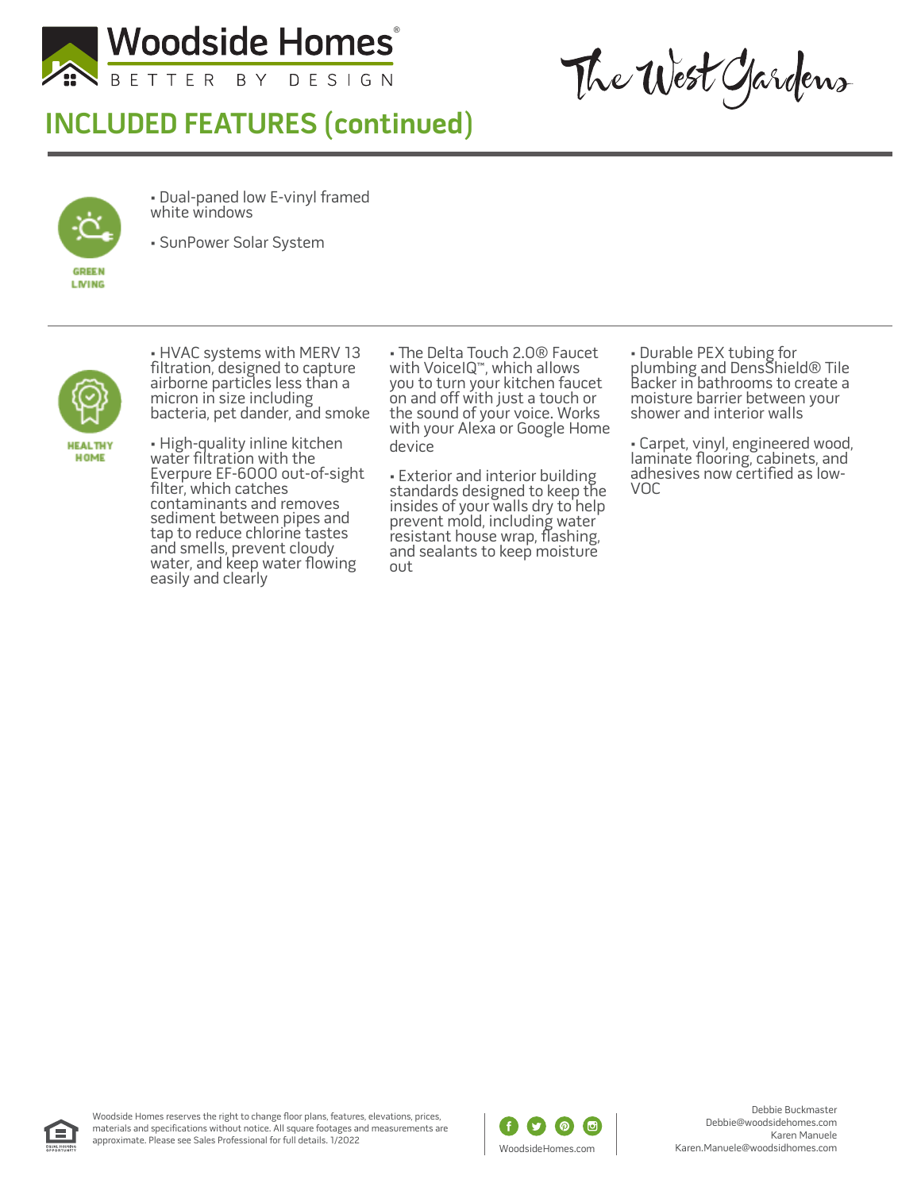Woodside Homes
BETTER BY DESIGN

The West Gardens

# INCLUDED FEATURES (continued)

GREEN LIVING

- Dual-paned low E-vinyl framed white windows
- SunPower Solar System

HEALTHY HOME

- HVAC systems with MERV 13 filtration, designed to capture airborne particles less than a micron in size including bacteria, pet dander, and smoke
- High-quality inline kitchen water filtration with the Everpure EF-6000 out-of-sight filter, which catches contaminants and removes sediment between pipes and tap to reduce chlorine tastes and smells, prevent cloudy water, and keep water flowing easily and clearly
- The Delta Touch 2.0® Faucet with VoiceIQ™, which allows you to turn your kitchen faucet on and off with just a touch or the sound of your voice. Works with your Alexa or Google Home device
- Exterior and interior building standards designed to keep the insides of your walls dry to help prevent mold, including water resistant house wrap, flashing, and sealants to keep moisture out
- Durable PEX tubing for plumbing and DensShield® Tile Backer in bathrooms to create a moisture barrier between your shower and interior walls
- Carpet, vinyl, engineered wood, laminate flooring, cabinets, and adhesives now certified as low-VOC

Woodside Homes reserves the right to change floor plans, features, elevations, prices, materials and specifications without notice. All square footages and measurements are approximate. Please see Sales Professional for full details. 1/2022

WoodsideHomes.com

Debbie Buckmaster
Debbie@woodsidehomes.com
Karen Manuele
Karen.Manuele@woodsidhomes.com